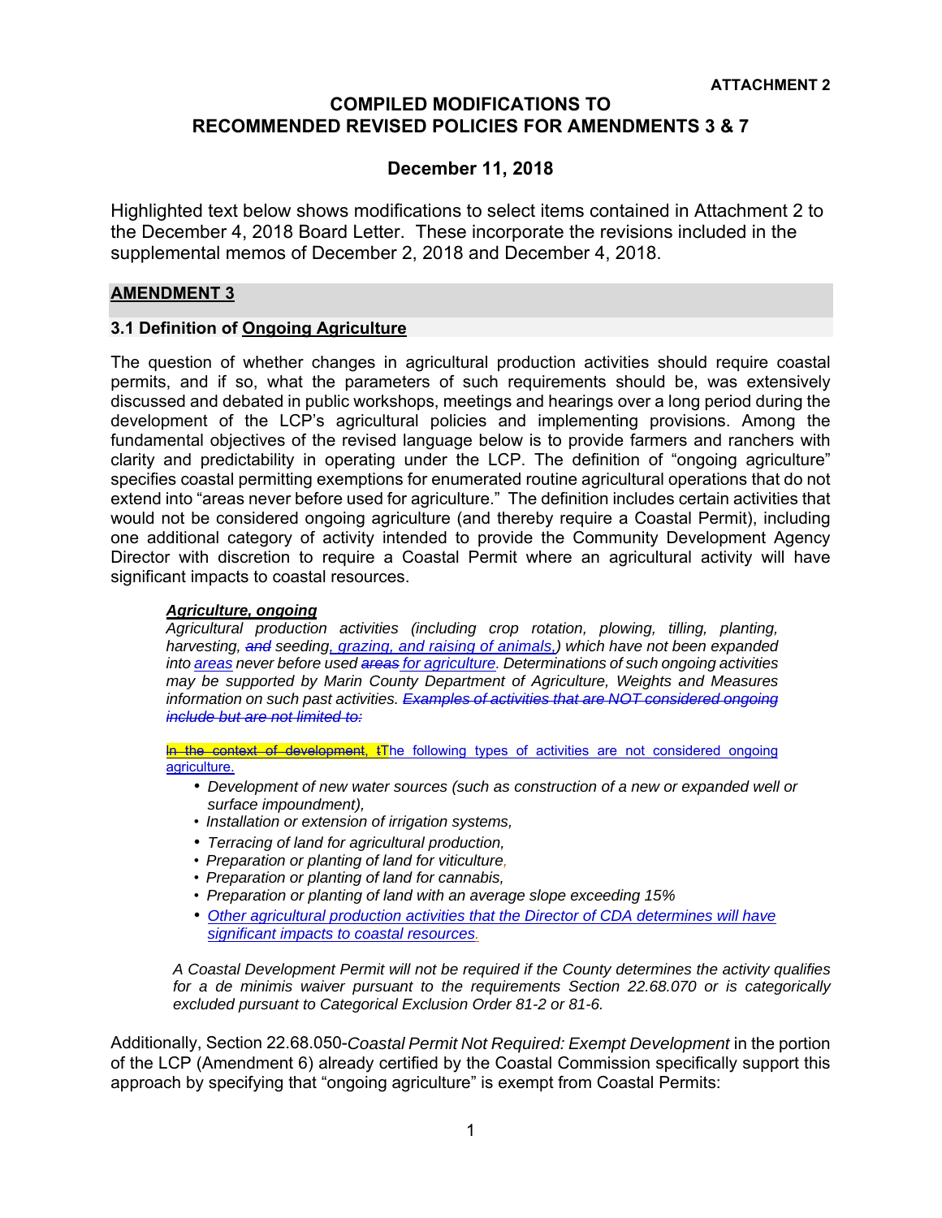**ATTACHMENT 2**

# COMPILED MODIFICATIONS TO RECOMMENDED REVISED POLICIES FOR AMENDMENTS 3 & 7

## December 11, 2018

Highlighted text below shows modifications to select items contained in Attachment 2 to the December 4, 2018 Board Letter. These incorporate the revisions included in the supplemental memos of December 2, 2018 and December 4, 2018.

## AMENDMENT 3

### 3.1 Definition of Ongoing Agriculture

The question of whether changes in agricultural production activities should require coastal permits, and if so, what the parameters of such requirements should be, was extensively discussed and debated in public workshops, meetings and hearings over a long period during the development of the LCP's agricultural policies and implementing provisions. Among the fundamental objectives of the revised language below is to provide farmers and ranchers with clarity and predictability in operating under the LCP. The definition of "ongoing agriculture" specifies coastal permitting exemptions for enumerated routine agricultural operations that do not extend into "areas never before used for agriculture." The definition includes certain activities that would not be considered ongoing agriculture (and thereby require a Coastal Permit), including one additional category of activity intended to provide the Community Development Agency Director with discretion to require a Coastal Permit where an agricultural activity will have significant impacts to coastal resources.

> ***Agriculture, ongoing***
>
> *Agricultural production activities (including crop rotation, plowing, tilling, planting, harvesting, ~~and~~ seeding, grazing, and raising of animals,) which have not been expanded into areas never before used ~~areas~~ for agriculture. Determinations of such ongoing activities may be supported by Marin County Department of Agriculture, Weights and Measures information on such past activities. ~~Examples of activities that are NOT considered ongoing include but are not limited to:~~*
>
> ~~In the context of development,~~ ~~t~~The following types of activities are not considered ongoing agriculture.
>
> - *Development of new water sources (such as construction of a new or expanded well or surface impoundment),*
> - *Installation or extension of irrigation systems,*
> - *Terracing of land for agricultural production,*
> - *Preparation or planting of land for viticulture,*
> - *Preparation or planting of land for cannabis,*
> - *Preparation or planting of land with an average slope exceeding 15%*
> - *Other agricultural production activities that the Director of CDA determines will have significant impacts to coastal resources.*
>
> *A Coastal Development Permit will not be required if the County determines the activity qualifies for a de minimis waiver pursuant to the requirements Section 22.68.070 or is categorically excluded pursuant to Categorical Exclusion Order 81-2 or 81-6.*

Additionally, Section 22.68.050-*Coastal Permit Not Required: Exempt Development* in the portion of the LCP (Amendment 6) already certified by the Coastal Commission specifically support this approach by specifying that "ongoing agriculture" is exempt from Coastal Permits: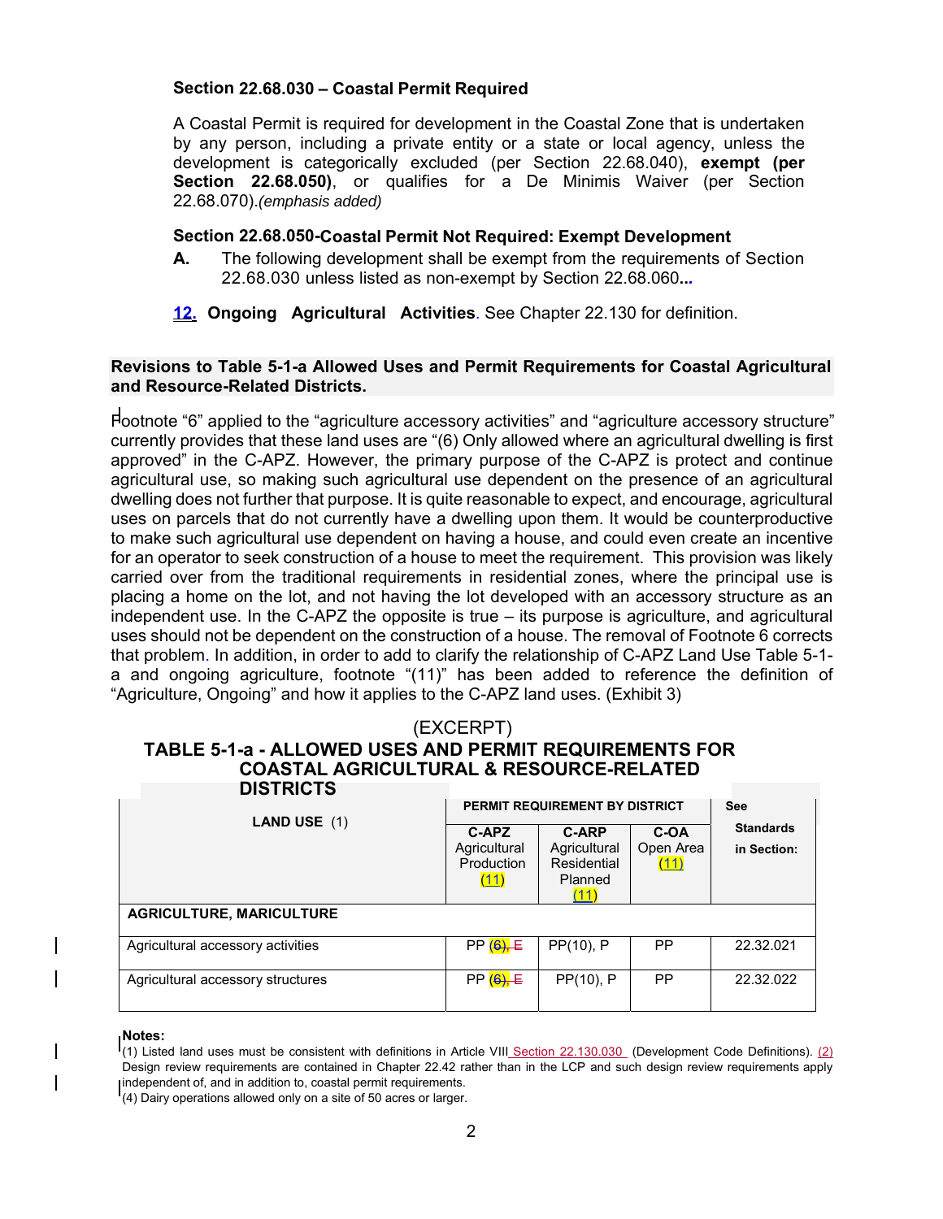**Section 22.68.030 – Coastal Permit Required**

A Coastal Permit is required for development in the Coastal Zone that is undertaken by any person, including a private entity or a state or local agency, unless the development is categorically excluded (per Section 22.68.040), **exempt (per Section 22.68.050)**, or qualifies for a De Minimis Waiver (per Section 22.68.070).*(emphasis added)*

**Section 22.68.050-Coastal Permit Not Required: Exempt Development**

**A.** The following development shall be exempt from the requirements of Section 22.68.030 unless listed as non-exempt by Section 22.68.060**...**

**12.** **Ongoing Agricultural Activities**. See Chapter 22.130 for definition.

**Revisions to Table 5-1-a Allowed Uses and Permit Requirements for Coastal Agricultural and Resource-Related Districts.**

Footnote "6" applied to the "agriculture accessory activities" and "agriculture accessory structure" currently provides that these land uses are "(6) Only allowed where an agricultural dwelling is first approved" in the C-APZ. However, the primary purpose of the C-APZ is protect and continue agricultural use, so making such agricultural use dependent on the presence of an agricultural dwelling does not further that purpose. It is quite reasonable to expect, and encourage, agricultural uses on parcels that do not currently have a dwelling upon them. It would be counterproductive to make such agricultural use dependent on having a house, and could even create an incentive for an operator to seek construction of a house to meet the requirement. This provision was likely carried over from the traditional requirements in residential zones, where the principal use is placing a home on the lot, and not having the lot developed with an accessory structure as an independent use. In the C-APZ the opposite is true – its purpose is agriculture, and agricultural uses should not be dependent on the construction of a house. The removal of Footnote 6 corrects that problem. In addition, in order to add to clarify the relationship of C-APZ Land Use Table 5-1-a and ongoing agriculture, footnote "(11)" has been added to reference the definition of "Agriculture, Ongoing" and how it applies to the C-APZ land uses. (Exhibit 3)

(EXCERPT)

**TABLE 5-1-a - ALLOWED USES AND PERMIT REQUIREMENTS FOR COASTAL AGRICULTURAL & RESOURCE-RELATED DISTRICTS**

| LAND USE (1) | PERMIT REQUIREMENT BY DISTRICT | | | See Standards in Section: |
|---|---|---|---|---|
| | C-APZ Agricultural Production (11) | C-ARP Agricultural Residential Planned (11) | C-OA Open Area (11) | |
| **AGRICULTURE, MARICULTURE** | | | | |
| Agricultural accessory activities | PP ~~(6), E~~ | PP(10), P | PP | 22.32.021 |
| Agricultural accessory structures | PP ~~(6), E~~ | PP(10), P | PP | 22.32.022 |

**Notes:**

(1) Listed land uses must be consistent with definitions in Article VIII Section 22.130.030 (Development Code Definitions). (2) Design review requirements are contained in Chapter 22.42 rather than in the LCP and such design review requirements apply independent of, and in addition to, coastal permit requirements.

(4) Dairy operations allowed only on a site of 50 acres or larger.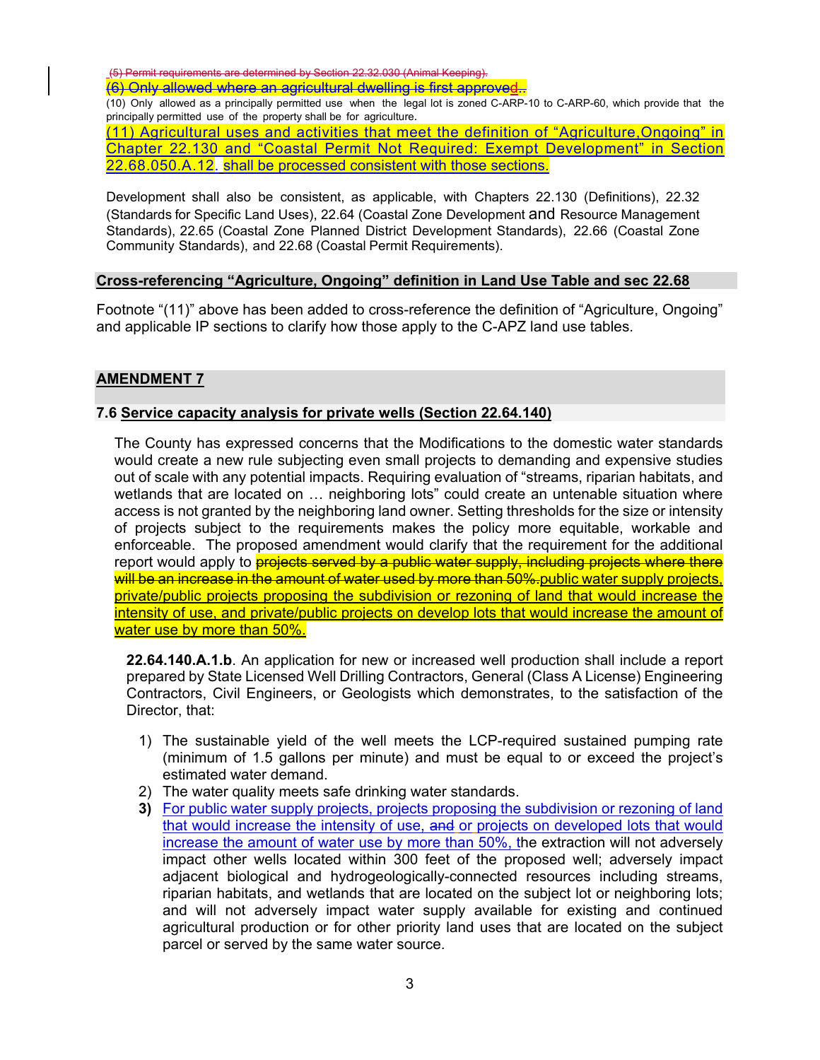~~(5) Permit requirements are determined by Section 22.32.030 (Animal Keeping).~~

~~(6) Only allowed where an agricultural dwelling is first approved.~~.

(10) Only allowed as a principally permitted use when the legal lot is zoned C-ARP-10 to C-ARP-60, which provide that the principally permitted use of the property shall be for agriculture.

(11) Agricultural uses and activities that meet the definition of "Agriculture,Ongoing" in Chapter 22.130 and "Coastal Permit Not Required: Exempt Development" in Section 22.68.050.A.12. shall be processed consistent with those sections.

Development shall also be consistent, as applicable, with Chapters 22.130 (Definitions), 22.32 (Standards for Specific Land Uses), 22.64 (Coastal Zone Development and Resource Management Standards), 22.65 (Coastal Zone Planned District Development Standards), 22.66 (Coastal Zone Community Standards), and 22.68 (Coastal Permit Requirements).

**Cross-referencing "Agriculture, Ongoing" definition in Land Use Table and sec 22.68**

Footnote "(11)" above has been added to cross-reference the definition of "Agriculture, Ongoing" and applicable IP sections to clarify how those apply to the C-APZ land use tables.

## AMENDMENT 7

### 7.6 Service capacity analysis for private wells (Section 22.64.140)

The County has expressed concerns that the Modifications to the domestic water standards would create a new rule subjecting even small projects to demanding and expensive studies out of scale with any potential impacts. Requiring evaluation of "streams, riparian habitats, and wetlands that are located on … neighboring lots" could create an untenable situation where access is not granted by the neighboring land owner. Setting thresholds for the size or intensity of projects subject to the requirements makes the policy more equitable, workable and enforceable. The proposed amendment would clarify that the requirement for the additional report would apply to ~~projects served by a public water supply, including projects where there will be an increase in the amount of water used by more than 50%.~~public water supply projects, private/public projects proposing the subdivision or rezoning of land that would increase the intensity of use, and private/public projects on develop lots that would increase the amount of water use by more than 50%.

**22.64.140.A.1.b**. An application for new or increased well production shall include a report prepared by State Licensed Well Drilling Contractors, General (Class A License) Engineering Contractors, Civil Engineers, or Geologists which demonstrates, to the satisfaction of the Director, that:

1) The sustainable yield of the well meets the LCP-required sustained pumping rate (minimum of 1.5 gallons per minute) and must be equal to or exceed the project's estimated water demand.
2) The water quality meets safe drinking water standards.
3) For public water supply projects, projects proposing the subdivision or rezoning of land that would increase the intensity of use, ~~and~~ or projects on developed lots that would increase the amount of water use by more than 50%, the extraction will not adversely impact other wells located within 300 feet of the proposed well; adversely impact adjacent biological and hydrogeologically-connected resources including streams, riparian habitats, and wetlands that are located on the subject lot or neighboring lots; and will not adversely impact water supply available for existing and continued agricultural production or for other priority land uses that are located on the subject parcel or served by the same water source.